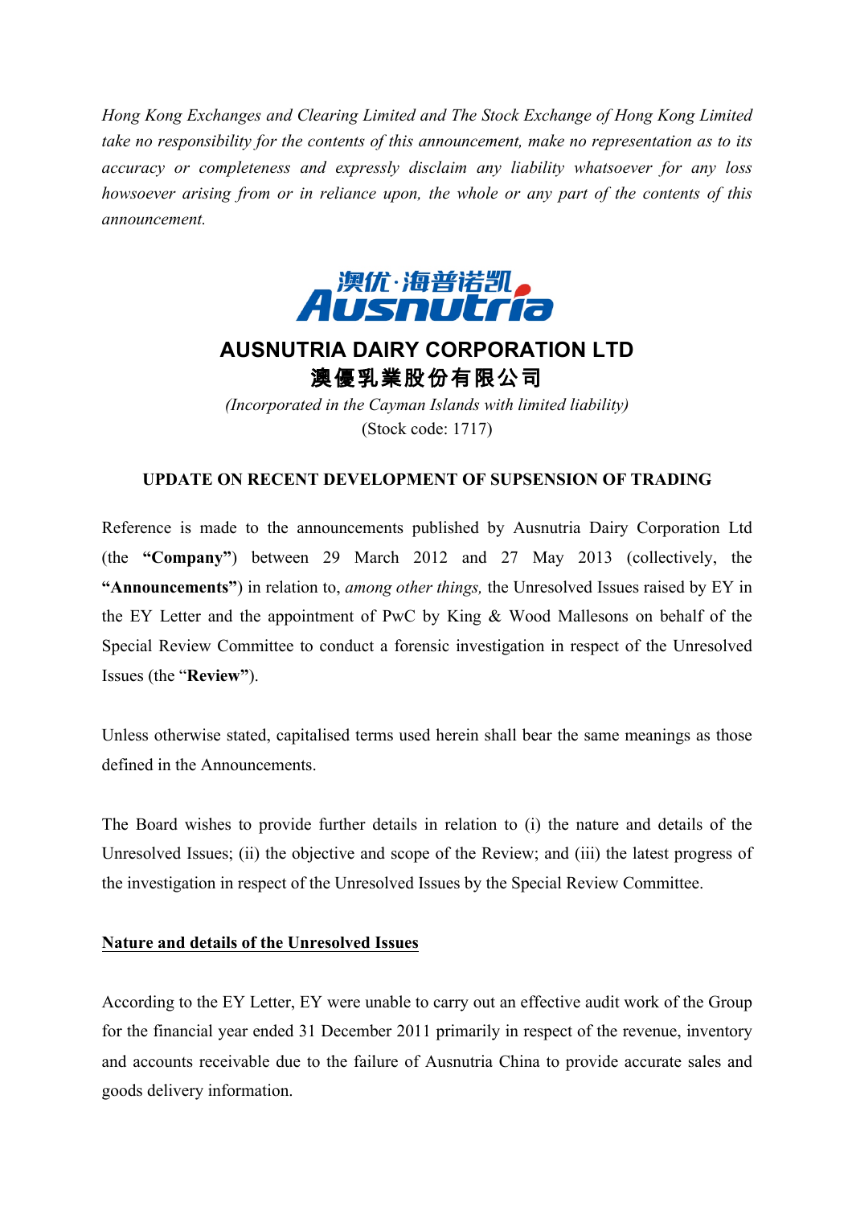*Hong Kong Exchanges and Clearing Limited and The Stock Exchange of Hong Kong Limited take no responsibility for the contents of this announcement, make no representation as to its accuracy or completeness and expressly disclaim any liability whatsoever for any loss howsoever arising from or in reliance upon, the whole or any part of the contents of this announcement.*

# AUSNUTRIA DAIRY CORPORATION LTD
# 澳優乳業股份有限公司

*(Incorporated in the Cayman Islands with limited liability)*

(Stock code: 1717)

## UPDATE ON RECENT DEVELOPMENT OF SUPSENSION OF TRADING

Reference is made to the announcements published by Ausnutria Dairy Corporation Ltd (the **"Company"**) between 29 March 2012 and 27 May 2013 (collectively, the **"Announcements"**) in relation to, *among other things,* the Unresolved Issues raised by EY in the EY Letter and the appointment of PwC by King & Wood Mallesons on behalf of the Special Review Committee to conduct a forensic investigation in respect of the Unresolved Issues (the "**Review"**).

Unless otherwise stated, capitalised terms used herein shall bear the same meanings as those defined in the Announcements.

The Board wishes to provide further details in relation to (i) the nature and details of the Unresolved Issues; (ii) the objective and scope of the Review; and (iii) the latest progress of the investigation in respect of the Unresolved Issues by the Special Review Committee.

**Nature and details of the Unresolved Issues**

According to the EY Letter, EY were unable to carry out an effective audit work of the Group for the financial year ended 31 December 2011 primarily in respect of the revenue, inventory and accounts receivable due to the failure of Ausnutria China to provide accurate sales and goods delivery information.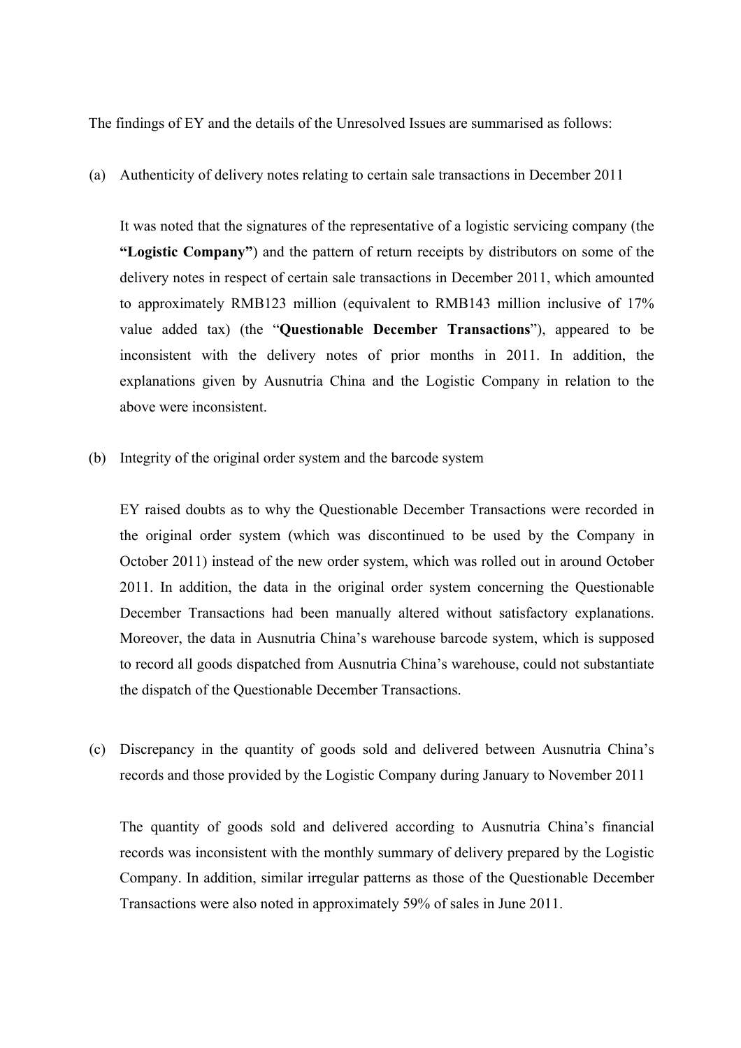The findings of EY and the details of the Unresolved Issues are summarised as follows:

(a) Authenticity of delivery notes relating to certain sale transactions in December 2011

It was noted that the signatures of the representative of a logistic servicing company (the **"Logistic Company"**) and the pattern of return receipts by distributors on some of the delivery notes in respect of certain sale transactions in December 2011, which amounted to approximately RMB123 million (equivalent to RMB143 million inclusive of 17% value added tax) (the "**Questionable December Transactions**"), appeared to be inconsistent with the delivery notes of prior months in 2011. In addition, the explanations given by Ausnutria China and the Logistic Company in relation to the above were inconsistent.

(b) Integrity of the original order system and the barcode system

EY raised doubts as to why the Questionable December Transactions were recorded in the original order system (which was discontinued to be used by the Company in October 2011) instead of the new order system, which was rolled out in around October 2011. In addition, the data in the original order system concerning the Questionable December Transactions had been manually altered without satisfactory explanations. Moreover, the data in Ausnutria China's warehouse barcode system, which is supposed to record all goods dispatched from Ausnutria China's warehouse, could not substantiate the dispatch of the Questionable December Transactions.

(c) Discrepancy in the quantity of goods sold and delivered between Ausnutria China's records and those provided by the Logistic Company during January to November 2011

The quantity of goods sold and delivered according to Ausnutria China's financial records was inconsistent with the monthly summary of delivery prepared by the Logistic Company. In addition, similar irregular patterns as those of the Questionable December Transactions were also noted in approximately 59% of sales in June 2011.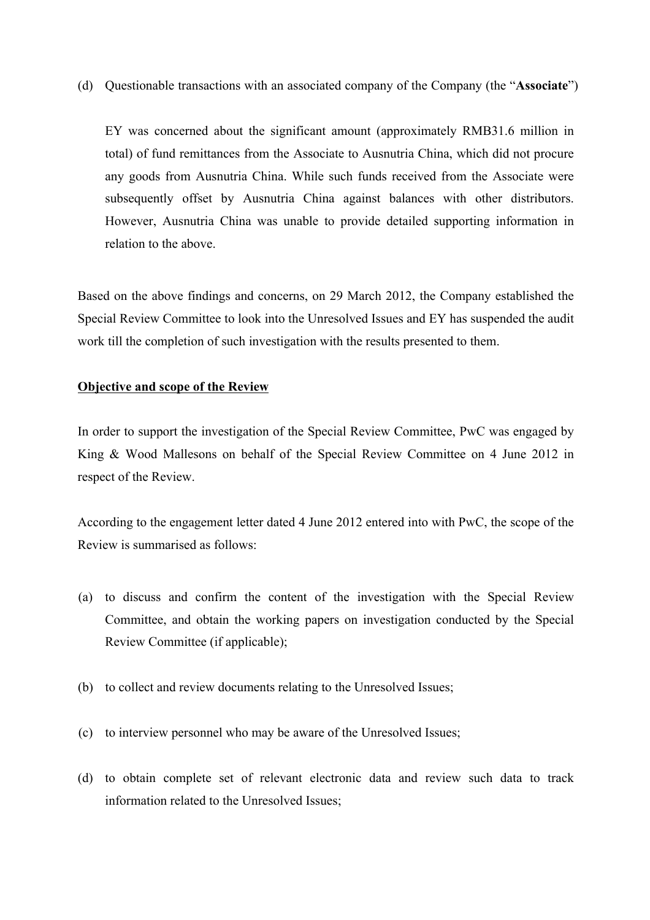(d) Questionable transactions with an associated company of the Company (the "**Associate**")

EY was concerned about the significant amount (approximately RMB31.6 million in total) of fund remittances from the Associate to Ausnutria China, which did not procure any goods from Ausnutria China. While such funds received from the Associate were subsequently offset by Ausnutria China against balances with other distributors. However, Ausnutria China was unable to provide detailed supporting information in relation to the above.

Based on the above findings and concerns, on 29 March 2012, the Company established the Special Review Committee to look into the Unresolved Issues and EY has suspended the audit work till the completion of such investigation with the results presented to them.

**<u>Objective and scope of the Review</u>**

In order to support the investigation of the Special Review Committee, PwC was engaged by King & Wood Mallesons on behalf of the Special Review Committee on 4 June 2012 in respect of the Review.

According to the engagement letter dated 4 June 2012 entered into with PwC, the scope of the Review is summarised as follows:

(a) to discuss and confirm the content of the investigation with the Special Review Committee, and obtain the working papers on investigation conducted by the Special Review Committee (if applicable);

(b) to collect and review documents relating to the Unresolved Issues;

(c) to interview personnel who may be aware of the Unresolved Issues;

(d) to obtain complete set of relevant electronic data and review such data to track information related to the Unresolved Issues;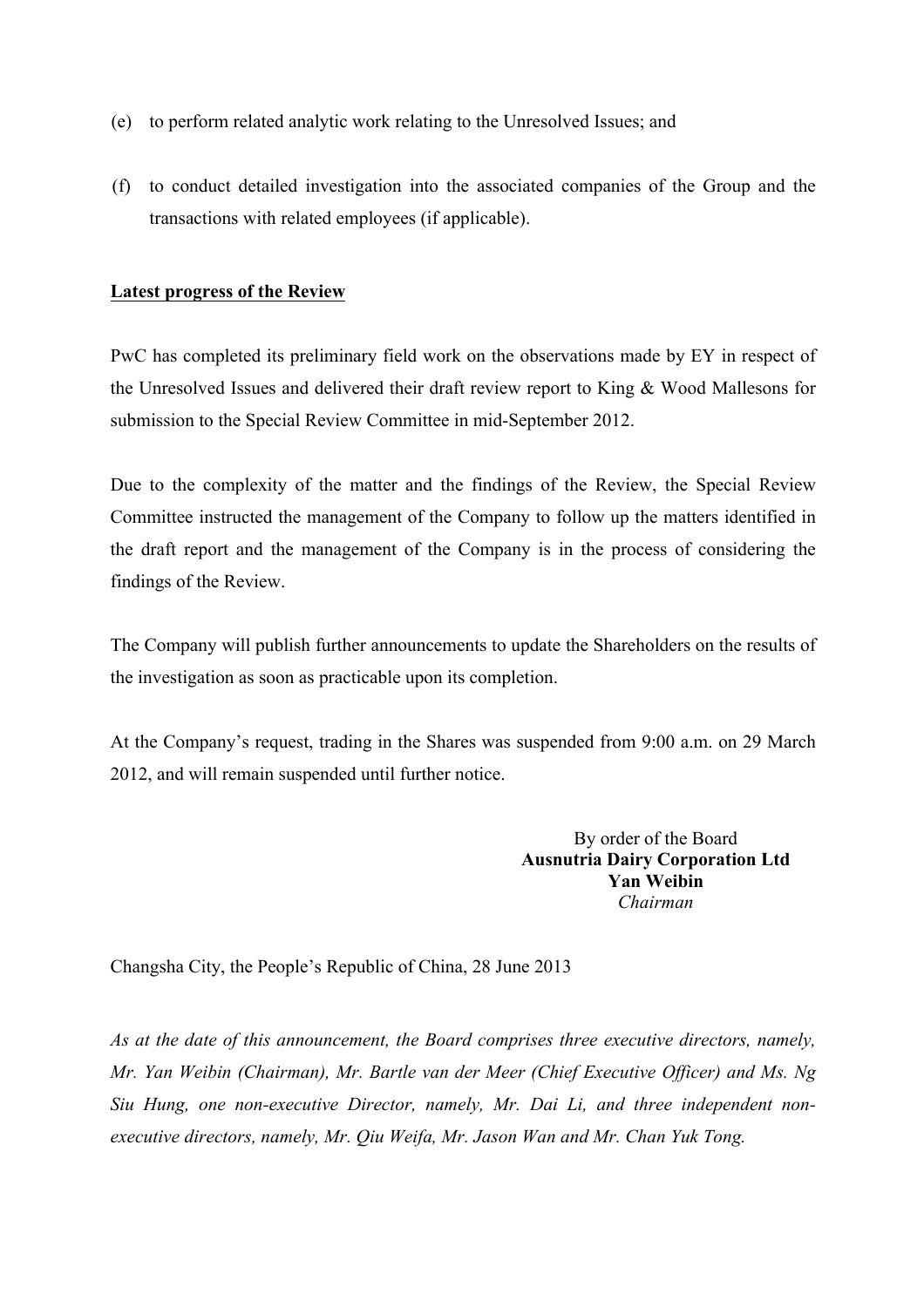(e) to perform related analytic work relating to the Unresolved Issues; and

(f) to conduct detailed investigation into the associated companies of the Group and the transactions with related employees (if applicable).

**Latest progress of the Review**

PwC has completed its preliminary field work on the observations made by EY in respect of the Unresolved Issues and delivered their draft review report to King & Wood Mallesons for submission to the Special Review Committee in mid-September 2012.

Due to the complexity of the matter and the findings of the Review, the Special Review Committee instructed the management of the Company to follow up the matters identified in the draft report and the management of the Company is in the process of considering the findings of the Review.

The Company will publish further announcements to update the Shareholders on the results of the investigation as soon as practicable upon its completion.

At the Company's request, trading in the Shares was suspended from 9:00 a.m. on 29 March 2012, and will remain suspended until further notice.

By order of the Board
**Ausnutria Dairy Corporation Ltd**
**Yan Weibin**
*Chairman*

Changsha City, the People's Republic of China, 28 June 2013

*As at the date of this announcement, the Board comprises three executive directors, namely, Mr. Yan Weibin (Chairman), Mr. Bartle van der Meer (Chief Executive Officer) and Ms. Ng Siu Hung, one non-executive Director, namely, Mr. Dai Li, and three independent non-executive directors, namely, Mr. Qiu Weifa, Mr. Jason Wan and Mr. Chan Yuk Tong.*